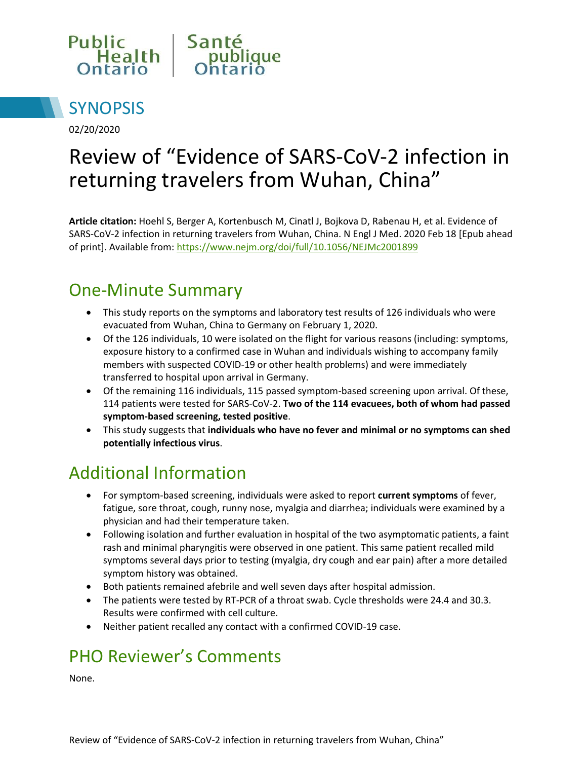Public Health Ontario | Santé publique Ontario

# SYNOPSIS

02/20/2020

# Review of "Evidence of SARS-CoV-2 infection in returning travelers from Wuhan, China"

**Article citation:** Hoehl S, Berger A, Kortenbusch M, Cinatl J, Bojkova D, Rabenau H, et al. Evidence of SARS-CoV-2 infection in returning travelers from Wuhan, China. N Engl J Med. 2020 Feb 18 [Epub ahead of print]. Available from: https://www.nejm.org/doi/full/10.1056/NEJMc2001899

## One-Minute Summary

- This study reports on the symptoms and laboratory test results of 126 individuals who were evacuated from Wuhan, China to Germany on February 1, 2020.
- Of the 126 individuals, 10 were isolated on the flight for various reasons (including: symptoms, exposure history to a confirmed case in Wuhan and individuals wishing to accompany family members with suspected COVID-19 or other health problems) and were immediately transferred to hospital upon arrival in Germany.
- Of the remaining 116 individuals, 115 passed symptom-based screening upon arrival. Of these, 114 patients were tested for SARS-CoV-2. **Two of the 114 evacuees, both of whom had passed symptom-based screening, tested positive**.
- This study suggests that **individuals who have no fever and minimal or no symptoms can shed potentially infectious virus**.

## Additional Information

- For symptom-based screening, individuals were asked to report **current symptoms** of fever, fatigue, sore throat, cough, runny nose, myalgia and diarrhea; individuals were examined by a physician and had their temperature taken.
- Following isolation and further evaluation in hospital of the two asymptomatic patients, a faint rash and minimal pharyngitis were observed in one patient. This same patient recalled mild symptoms several days prior to testing (myalgia, dry cough and ear pain) after a more detailed symptom history was obtained.
- Both patients remained afebrile and well seven days after hospital admission.
- The patients were tested by RT-PCR of a throat swab. Cycle thresholds were 24.4 and 30.3. Results were confirmed with cell culture.
- Neither patient recalled any contact with a confirmed COVID-19 case.

## PHO Reviewer's Comments

None.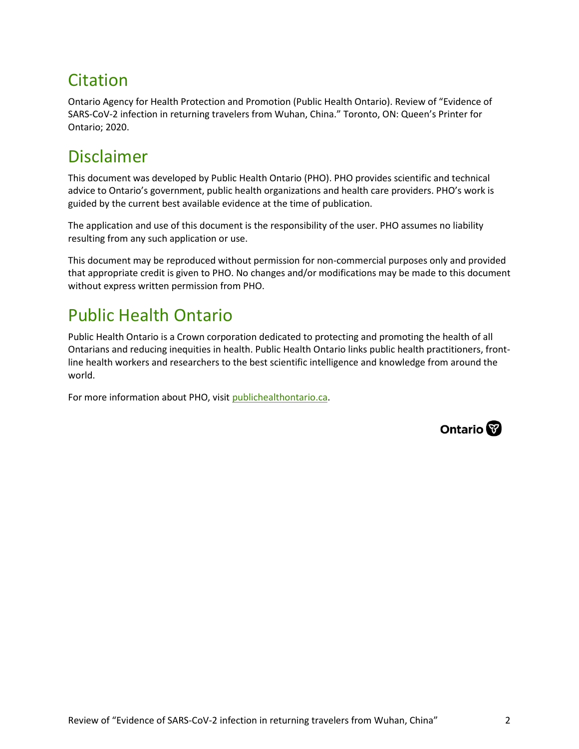## Citation

Ontario Agency for Health Protection and Promotion (Public Health Ontario). Review of "Evidence of SARS-CoV-2 infection in returning travelers from Wuhan, China." Toronto, ON: Queen's Printer for Ontario; 2020.

## Disclaimer

This document was developed by Public Health Ontario (PHO). PHO provides scientific and technical advice to Ontario's government, public health organizations and health care providers. PHO's work is guided by the current best available evidence at the time of publication.

The application and use of this document is the responsibility of the user. PHO assumes no liability resulting from any such application or use.

This document may be reproduced without permission for non-commercial purposes only and provided that appropriate credit is given to PHO. No changes and/or modifications may be made to this document without express written permission from PHO.

## Public Health Ontario

Public Health Ontario is a Crown corporation dedicated to protecting and promoting the health of all Ontarians and reducing inequities in health. Public Health Ontario links public health practitioners, front-line health workers and researchers to the best scientific intelligence and knowledge from around the world.

For more information about PHO, visit [publichealthontario.ca](https://www.publichealthontario.ca).

Ontario